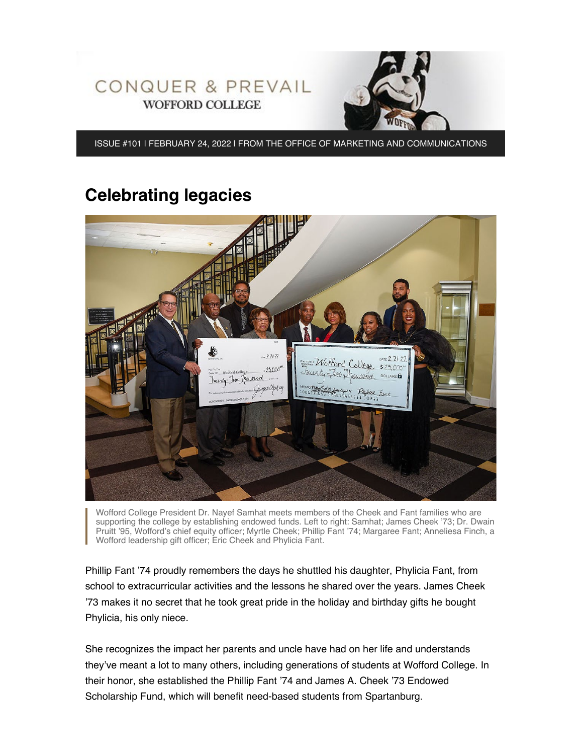CONQUER & PREVAIL
WOFFORD COLLEGE

ISSUE #101 I FEBRUARY 24, 2022 I FROM THE OFFICE OF MARKETING AND COMMUNICATIONS

## Celebrating legacies

Wofford College President Dr. Nayef Samhat meets members of the Cheek and Fant families who are supporting the college by establishing endowed funds. Left to right: Samhat; James Cheek '73; Dr. Dwain Pruitt '95, Wofford's chief equity officer; Myrtle Cheek; Phillip Fant '74; Margaree Fant; Anneliesa Finch, a Wofford leadership gift officer; Eric Cheek and Phylicia Fant.

Phillip Fant '74 proudly remembers the days he shuttled his daughter, Phylicia Fant, from school to extracurricular activities and the lessons he shared over the years. James Cheek '73 makes it no secret that he took great pride in the holiday and birthday gifts he bought Phylicia, his only niece.

She recognizes the impact her parents and uncle have had on her life and understands they've meant a lot to many others, including generations of students at Wofford College. In their honor, she established the Phillip Fant '74 and James A. Cheek '73 Endowed Scholarship Fund, which will benefit need-based students from Spartanburg.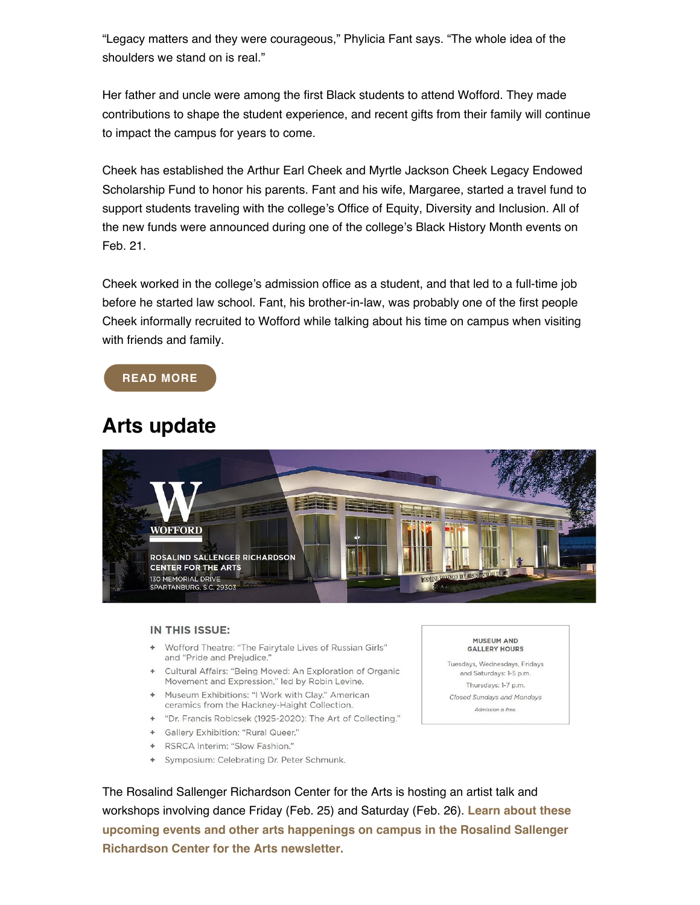"Legacy matters and they were courageous," Phylicia Fant says. "The whole idea of the shoulders we stand on is real."

Her father and uncle were among the first Black students to attend Wofford. They made contributions to shape the student experience, and recent gifts from their family will continue to impact the campus for years to come.

Cheek has established the Arthur Earl Cheek and Myrtle Jackson Cheek Legacy Endowed Scholarship Fund to honor his parents. Fant and his wife, Margaree, started a travel fund to support students traveling with the college's Office of Equity, Diversity and Inclusion. All of the new funds were announced during one of the college's Black History Month events on Feb. 21.

Cheek worked in the college's admission office as a student, and that led to a full-time job before he started law school. Fant, his brother-in-law, was probably one of the first people Cheek informally recruited to Wofford while talking about his time on campus when visiting with friends and family.

**READ MORE**

## Arts update

W
WOFFORD

ROSALIND SALLENGER RICHARDSON CENTER FOR THE ARTS
130 MEMORIAL DRIVE
SPARTANBURG, S.C. 29303

**IN THIS ISSUE:**

- Wofford Theatre: "The Fairytale Lives of Russian Girls" and "Pride and Prejudice."
- Cultural Affairs: "Being Moved: An Exploration of Organic Movement and Expression," led by Robin Levine.
- Museum Exhibitions: "I Work with Clay." American ceramics from the Hackney-Haight Collection.
- "Dr. Francis Robicsek (1925-2020): The Art of Collecting."
- Gallery Exhibition: "Rural Queer."
- RSRCA Interim: "Slow Fashion."
- Symposium: Celebrating Dr. Peter Schmunk.

**MUSEUM AND GALLERY HOURS**

Tuesdays, Wednesdays, Fridays and Saturdays: 1-5 p.m.

Thursdays: 1-7 p.m.

*Closed Sundays and Mondays*

*Admission is free.*

The Rosalind Sallenger Richardson Center for the Arts is hosting an artist talk and workshops involving dance Friday (Feb. 25) and Saturday (Feb. 26). **Learn about these upcoming events and other arts happenings on campus in the Rosalind Sallenger Richardson Center for the Arts newsletter.**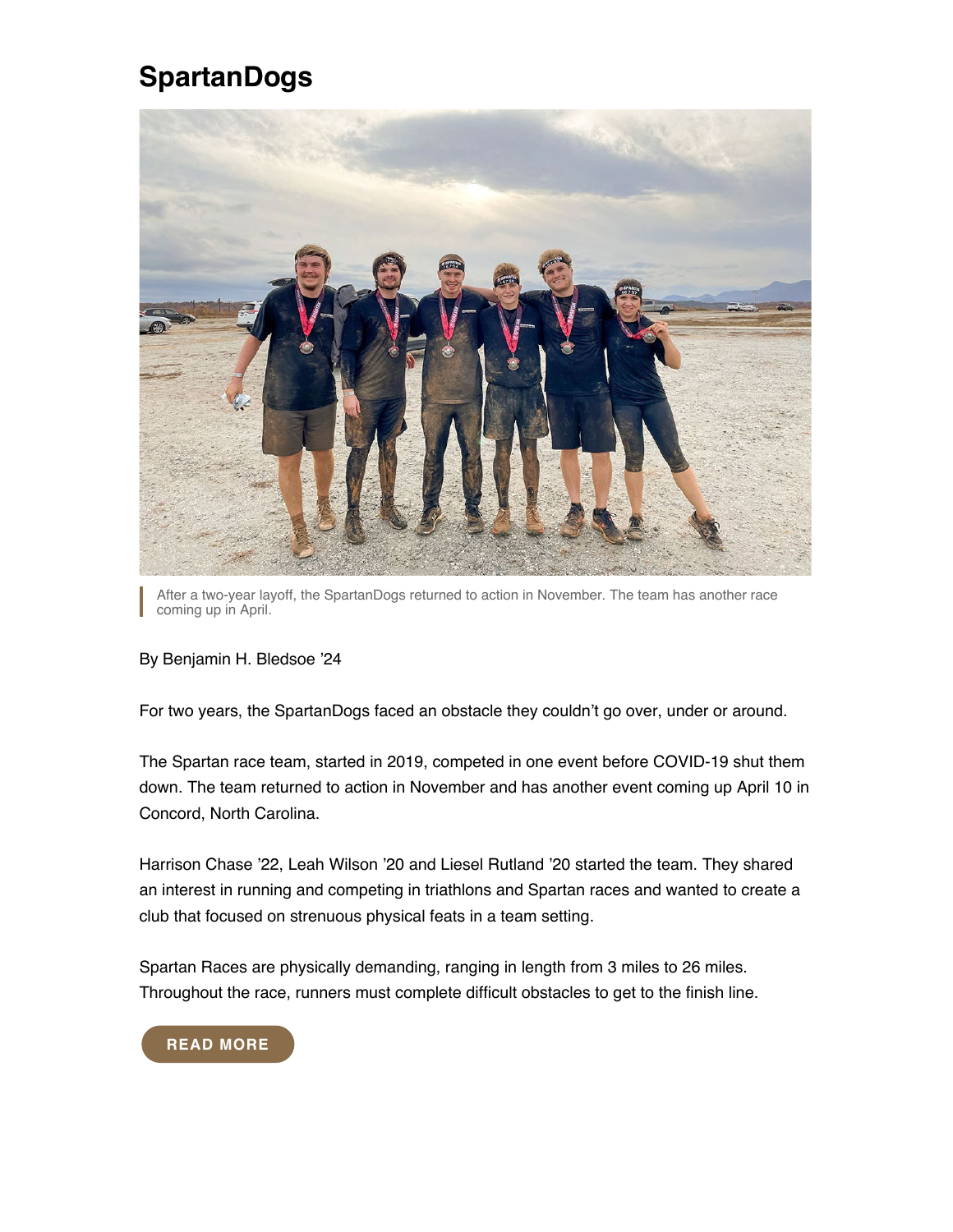## SpartanDogs

After a two-year layoff, the SpartanDogs returned to action in November. The team has another race coming up in April.

By Benjamin H. Bledsoe '24

For two years, the SpartanDogs faced an obstacle they couldn't go over, under or around.

The Spartan race team, started in 2019, competed in one event before COVID-19 shut them down. The team returned to action in November and has another event coming up April 10 in Concord, North Carolina.

Harrison Chase '22, Leah Wilson '20 and Liesel Rutland '20 started the team. They shared an interest in running and competing in triathlons and Spartan races and wanted to create a club that focused on strenuous physical feats in a team setting.

Spartan Races are physically demanding, ranging in length from 3 miles to 26 miles. Throughout the race, runners must complete difficult obstacles to get to the finish line.

READ MORE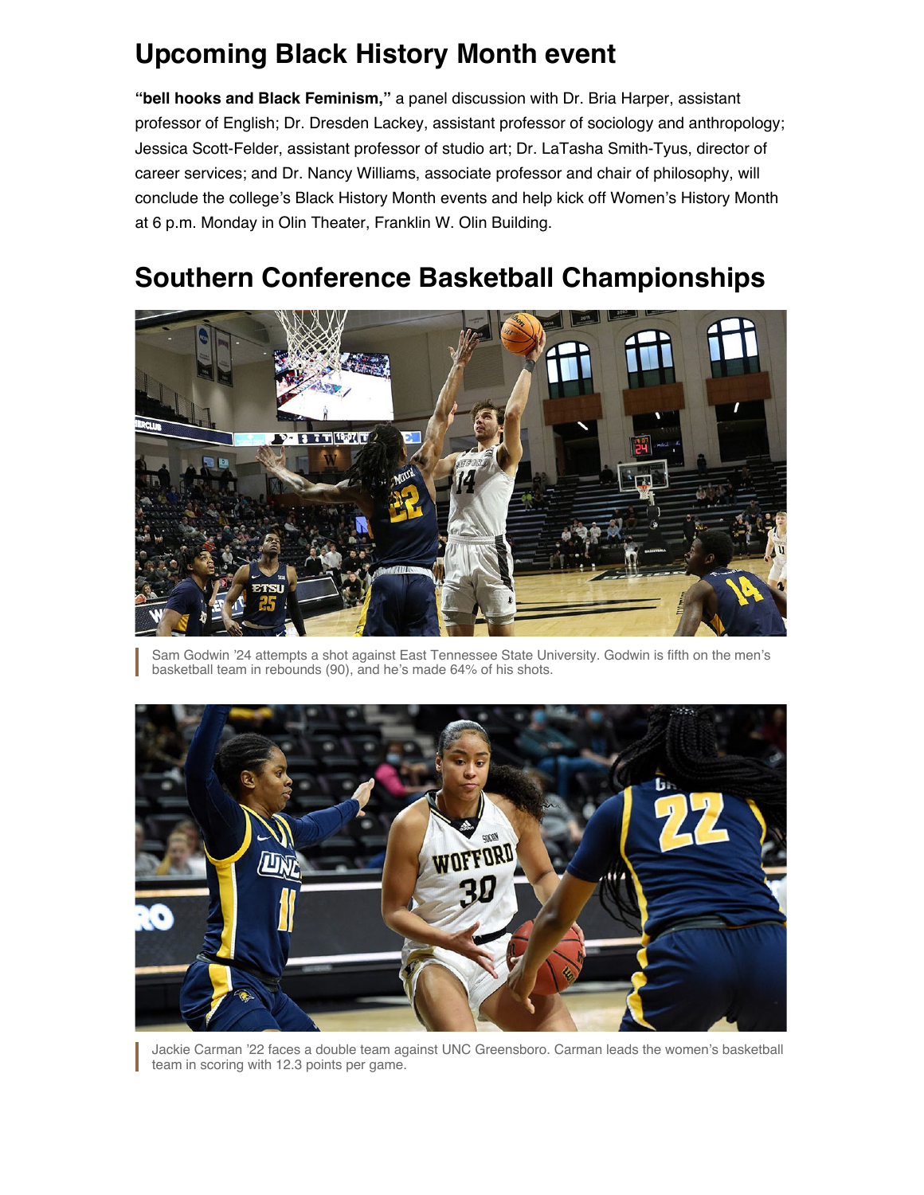## Upcoming Black History Month event

**"bell hooks and Black Feminism,"** a panel discussion with Dr. Bria Harper, assistant professor of English; Dr. Dresden Lackey, assistant professor of sociology and anthropology; Jessica Scott-Felder, assistant professor of studio art; Dr. LaTasha Smith-Tyus, director of career services; and Dr. Nancy Williams, associate professor and chair of philosophy, will conclude the college's Black History Month events and help kick off Women's History Month at 6 p.m. Monday in Olin Theater, Franklin W. Olin Building.

## Southern Conference Basketball Championships

Sam Godwin '24 attempts a shot against East Tennessee State University. Godwin is fifth on the men's basketball team in rebounds (90), and he's made 64% of his shots.

Jackie Carman '22 faces a double team against UNC Greensboro. Carman leads the women's basketball team in scoring with 12.3 points per game.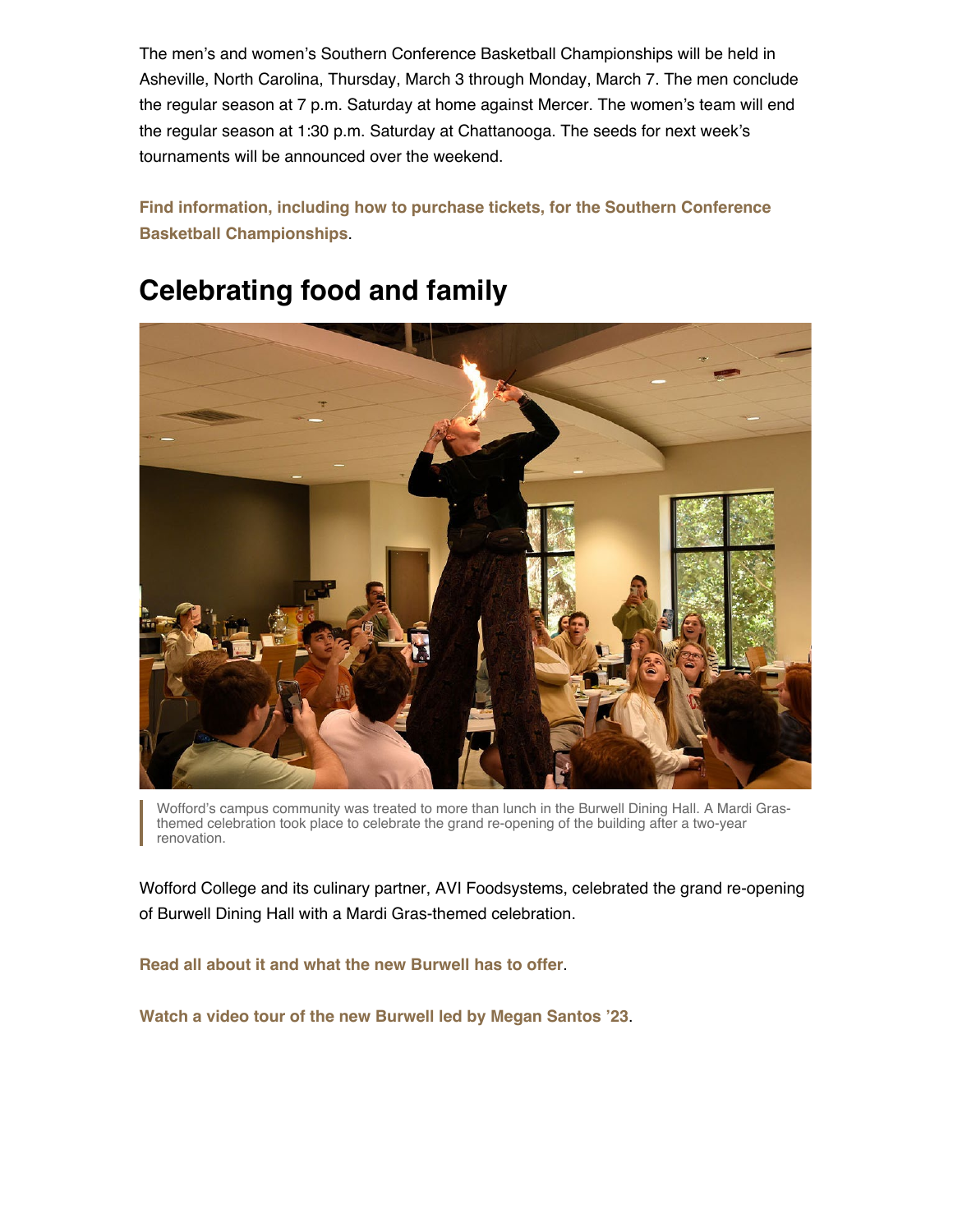The men's and women's Southern Conference Basketball Championships will be held in Asheville, North Carolina, Thursday, March 3 through Monday, March 7. The men conclude the regular season at 7 p.m. Saturday at home against Mercer. The women's team will end the regular season at 1:30 p.m. Saturday at Chattanooga. The seeds for next week's tournaments will be announced over the weekend.

**Find information, including how to purchase tickets, for the Southern Conference Basketball Championships**.

## Celebrating food and family

Wofford's campus community was treated to more than lunch in the Burwell Dining Hall. A Mardi Gras-themed celebration took place to celebrate the grand re-opening of the building after a two-year renovation.

Wofford College and its culinary partner, AVI Foodsystems, celebrated the grand re-opening of Burwell Dining Hall with a Mardi Gras-themed celebration.

**Read all about it and what the new Burwell has to offer**.

**Watch a video tour of the new Burwell led by Megan Santos '23**.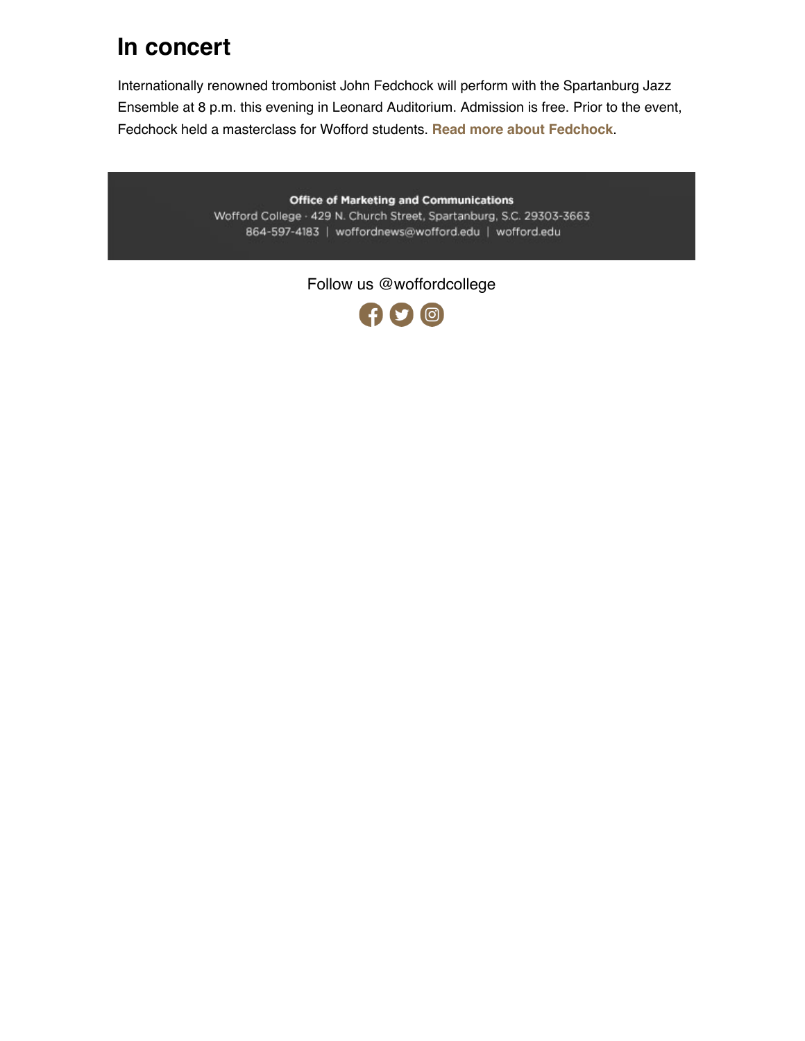## In concert

Internationally renowned trombonist John Fedchock will perform with the Spartanburg Jazz Ensemble at 8 p.m. this evening in Leonard Auditorium. Admission is free. Prior to the event, Fedchock held a masterclass for Wofford students. **Read more about Fedchock**.

**Office of Marketing and Communications**
Wofford College · 429 N. Church Street, Spartanburg, S.C. 29303-3663
864-597-4183 | woffordnews@wofford.edu | wofford.edu

Follow us @woffordcollege